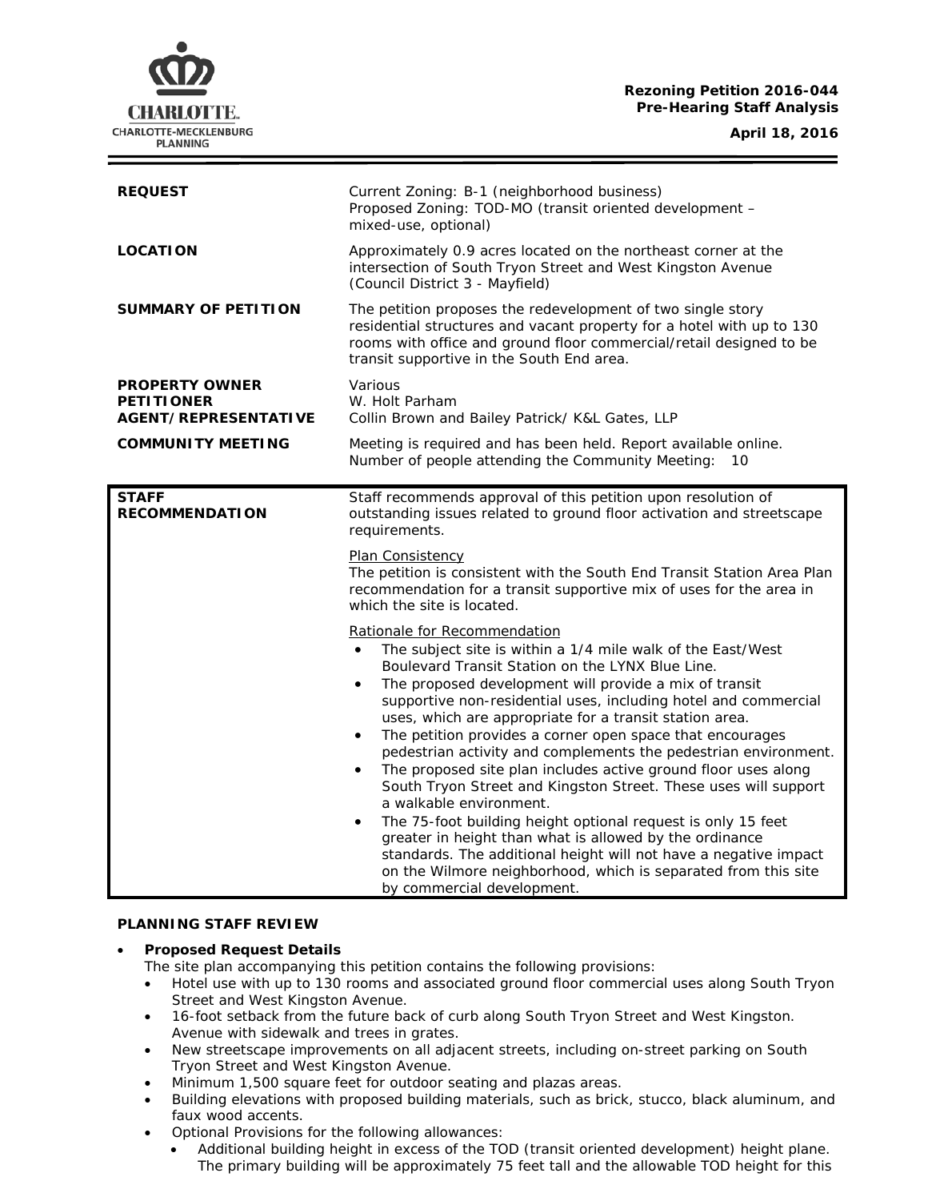**Rezoning Petition 2016-044**
**Pre-Hearing Staff Analysis**

**April 18, 2016**

| | |
|---|---|
| **REQUEST** | Current Zoning: B-1 (neighborhood business)<br>Proposed Zoning: TOD-MO (transit oriented development – mixed-use, optional) |
| **LOCATION** | Approximately 0.9 acres located on the northeast corner at the intersection of South Tryon Street and West Kingston Avenue (Council District 3 - Mayfield) |
| **SUMMARY OF PETITION** | The petition proposes the redevelopment of two single story residential structures and vacant property for a hotel with up to 130 rooms with office and ground floor commercial/retail designed to be transit supportive in the South End area. |
| **PROPERTY OWNER**<br>**PETITIONER**<br>**AGENT/REPRESENTATIVE** | Various<br>W. Holt Parham<br>Collin Brown and Bailey Patrick/ K&L Gates, LLP |
| **COMMUNITY MEETING** | Meeting is required and has been held. Report available online.<br>Number of people attending the Community Meeting: 10 |

| | |
|---|---|
| **STAFF RECOMMENDATION** | Staff recommends approval of this petition upon resolution of outstanding issues related to ground floor activation and streetscape requirements.<br><br>Plan Consistency<br>The petition is consistent with the South End Transit Station Area Plan recommendation for a transit supportive mix of uses for the area in which the site is located.<br><br>Rationale for Recommendation<br>• The subject site is within a 1/4 mile walk of the East/West Boulevard Transit Station on the LYNX Blue Line.<br>• The proposed development will provide a mix of transit supportive non-residential uses, including hotel and commercial uses, which are appropriate for a transit station area.<br>• The petition provides a corner open space that encourages pedestrian activity and complements the pedestrian environment.<br>• The proposed site plan includes active ground floor uses along South Tryon Street and Kingston Street. These uses will support a walkable environment.<br>• The 75-foot building height optional request is only 15 feet greater in height than what is allowed by the ordinance standards. The additional height will not have a negative impact on the Wilmore neighborhood, which is separated from this site by commercial development. |

**PLANNING STAFF REVIEW**

- **Proposed Request Details**
  The site plan accompanying this petition contains the following provisions:
  - Hotel use with up to 130 rooms and associated ground floor commercial uses along South Tryon Street and West Kingston Avenue.
  - 16-foot setback from the future back of curb along South Tryon Street and West Kingston. Avenue with sidewalk and trees in grates.
  - New streetscape improvements on all adjacent streets, including on-street parking on South Tryon Street and West Kingston Avenue.
  - Minimum 1,500 square feet for outdoor seating and plazas areas.
  - Building elevations with proposed building materials, such as brick, stucco, black aluminum, and faux wood accents.
  - Optional Provisions for the following allowances:
    - Additional building height in excess of the TOD (transit oriented development) height plane. The primary building will be approximately 75 feet tall and the allowable TOD height for this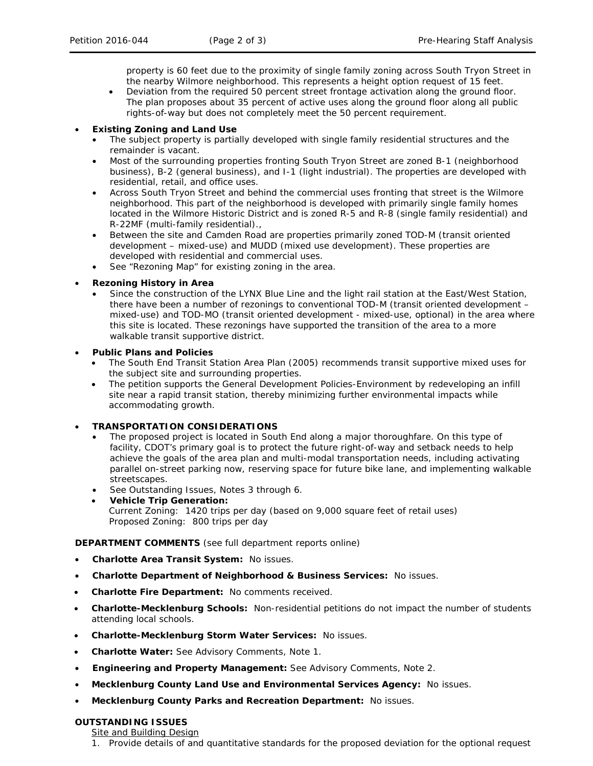property is 60 feet due to the proximity of single family zoning across South Tryon Street in the nearby Wilmore neighborhood. This represents a height option request of 15 feet.

  - Deviation from the required 50 percent street frontage activation along the ground floor. The plan proposes about 35 percent of active uses along the ground floor along all public rights-of-way but does not completely meet the 50 percent requirement.

- **Existing Zoning and Land Use**
  - The subject property is partially developed with single family residential structures and the remainder is vacant.
  - Most of the surrounding properties fronting South Tryon Street are zoned B-1 (neighborhood business), B-2 (general business), and I-1 (light industrial). The properties are developed with residential, retail, and office uses.
  - Across South Tryon Street and behind the commercial uses fronting that street is the Wilmore neighborhood. This part of the neighborhood is developed with primarily single family homes located in the Wilmore Historic District and is zoned R-5 and R-8 (single family residential) and R-22MF (multi-family residential).,
  - Between the site and Camden Road are properties primarily zoned TOD-M (transit oriented development – mixed-use) and MUDD (mixed use development). These properties are developed with residential and commercial uses.
  - See "Rezoning Map" for existing zoning in the area.

- **Rezoning History in Area**
  - Since the construction of the LYNX Blue Line and the light rail station at the East/West Station, there have been a number of rezonings to conventional TOD-M (transit oriented development – mixed-use) and TOD-MO (transit oriented development - mixed-use, optional) in the area where this site is located. These rezonings have supported the transition of the area to a more walkable transit supportive district.

- **Public Plans and Policies**
  - The South End Transit Station Area Plan (2005) recommends transit supportive mixed uses for the subject site and surrounding properties.
  - The petition supports the General Development Policies-Environment by redeveloping an infill site near a rapid transit station, thereby minimizing further environmental impacts while accommodating growth.

- **TRANSPORTATION CONSIDERATIONS**
  - The proposed project is located in South End along a major thoroughfare. On this type of facility, CDOT's primary goal is to protect the future right-of-way and setback needs to help achieve the goals of the area plan and multi-modal transportation needs, including activating parallel on-street parking now, reserving space for future bike lane, and implementing walkable streetscapes.
  - See Outstanding Issues, Notes 3 through 6.
  - **Vehicle Trip Generation:**
    Current Zoning: 1420 trips per day (based on 9,000 square feet of retail uses)
    Proposed Zoning: 800 trips per day

**DEPARTMENT COMMENTS** (see full department reports online)

- **Charlotte Area Transit System:** No issues.
- **Charlotte Department of Neighborhood & Business Services:** No issues.
- **Charlotte Fire Department:** No comments received.
- **Charlotte-Mecklenburg Schools:** Non-residential petitions do not impact the number of students attending local schools.
- **Charlotte-Mecklenburg Storm Water Services:** No issues.
- **Charlotte Water:** See Advisory Comments, Note 1.
- **Engineering and Property Management:** See Advisory Comments, Note 2.
- **Mecklenburg County Land Use and Environmental Services Agency:** No issues.
- **Mecklenburg County Parks and Recreation Department:** No issues.

**OUTSTANDING ISSUES**

Site and Building Design

1. Provide details of and quantitative standards for the proposed deviation for the optional request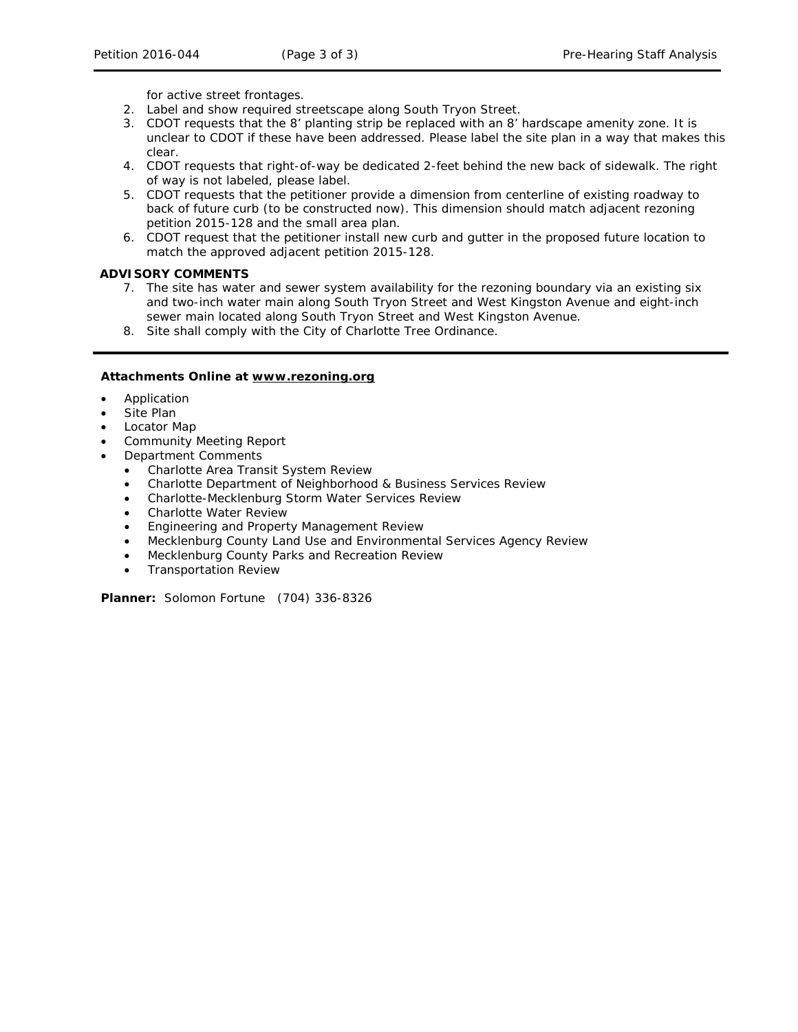for active street frontages.

2. Label and show required streetscape along South Tryon Street.
3. CDOT requests that the 8' planting strip be replaced with an 8' hardscape amenity zone. It is unclear to CDOT if these have been addressed. Please label the site plan in a way that makes this clear.
4. CDOT requests that right-of-way be dedicated 2-feet behind the new back of sidewalk. The right of way is not labeled, please label.
5. CDOT requests that the petitioner provide a dimension from centerline of existing roadway to back of future curb (to be constructed now). This dimension should match adjacent rezoning petition 2015-128 and the small area plan.
6. CDOT request that the petitioner install new curb and gutter in the proposed future location to match the approved adjacent petition 2015-128.

**ADVISORY COMMENTS**

7. The site has water and sewer system availability for the rezoning boundary via an existing six and two-inch water main along South Tryon Street and West Kingston Avenue and eight-inch sewer main located along South Tryon Street and West Kingston Avenue.
8. Site shall comply with the City of Charlotte Tree Ordinance.

---

**Attachments Online at www.rezoning.org**

- Application
- Site Plan
- Locator Map
- Community Meeting Report
- Department Comments
  - Charlotte Area Transit System Review
  - Charlotte Department of Neighborhood & Business Services Review
  - Charlotte-Mecklenburg Storm Water Services Review
  - Charlotte Water Review
  - Engineering and Property Management Review
  - Mecklenburg County Land Use and Environmental Services Agency Review
  - Mecklenburg County Parks and Recreation Review
  - Transportation Review

**Planner:** Solomon Fortune (704) 336-8326